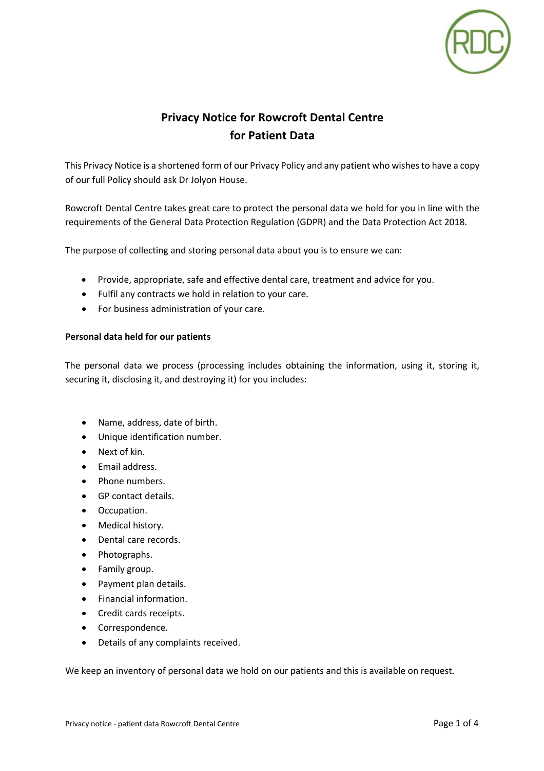# Privacy Notice for Rowcroft Dental Centre for Patient Data

This Privacy Notice is a shortened form of our Privacy Policy and any patient who wishes to have a copy of our full Policy should ask Dr Jolyon House.

Rowcroft Dental Centre takes great care to protect the personal data we hold for you in line with the requirements of the General Data Protection Regulation (GDPR) and the Data Protection Act 2018.

The purpose of collecting and storing personal data about you is to ensure we can:

- Provide, appropriate, safe and effective dental care, treatment and advice for you.
- Fulfil any contracts we hold in relation to your care.
- For business administration of your care.

**Personal data held for our patients**

The personal data we process (processing includes obtaining the information, using it, storing it, securing it, disclosing it, and destroying it) for you includes:

- Name, address, date of birth.
- Unique identification number.
- Next of kin.
- Email address.
- Phone numbers.
- GP contact details.
- Occupation.
- Medical history.
- Dental care records.
- Photographs.
- Family group.
- Payment plan details.
- Financial information.
- Credit cards receipts.
- Correspondence.
- Details of any complaints received.

We keep an inventory of personal data we hold on our patients and this is available on request.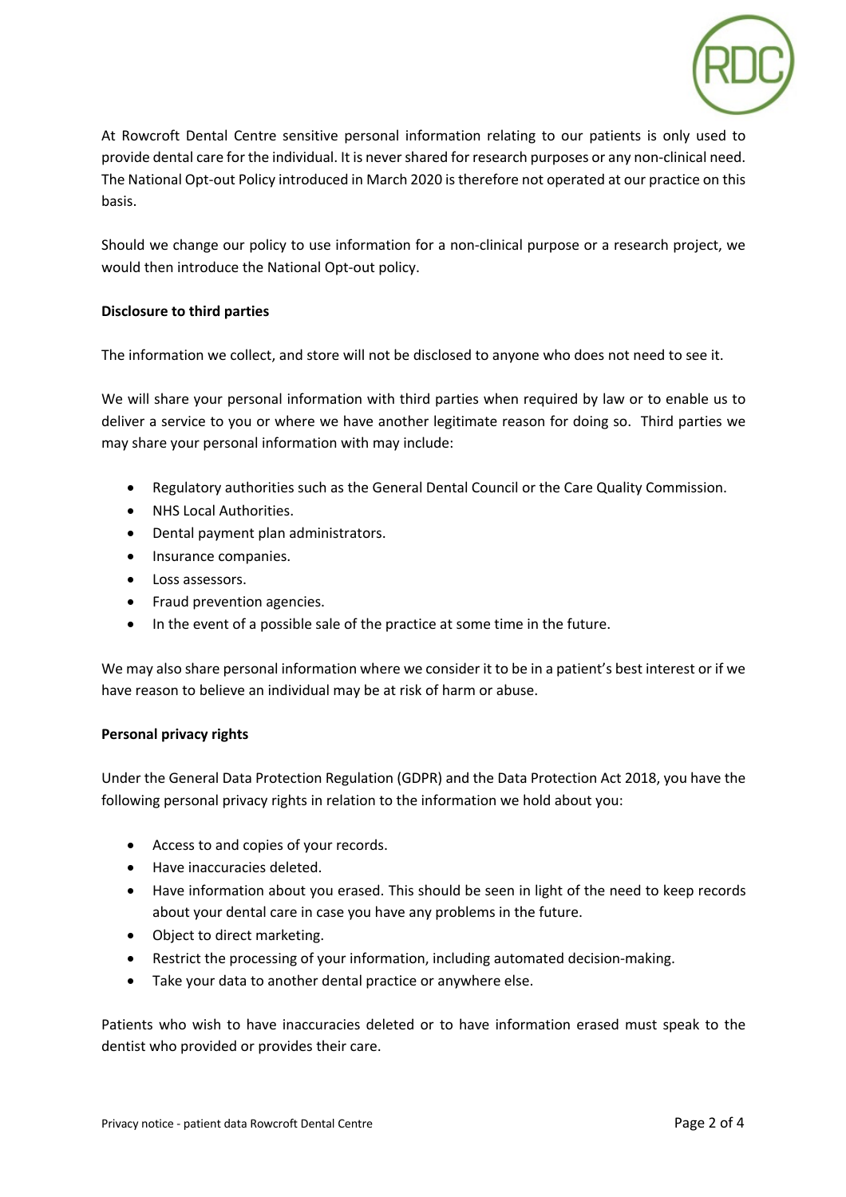At Rowcroft Dental Centre sensitive personal information relating to our patients is only used to provide dental care for the individual. It is never shared for research purposes or any non-clinical need. The National Opt-out Policy introduced in March 2020 is therefore not operated at our practice on this basis.

Should we change our policy to use information for a non-clinical purpose or a research project, we would then introduce the National Opt-out policy.

**Disclosure to third parties**

The information we collect, and store will not be disclosed to anyone who does not need to see it.

We will share your personal information with third parties when required by law or to enable us to deliver a service to you or where we have another legitimate reason for doing so. Third parties we may share your personal information with may include:

- Regulatory authorities such as the General Dental Council or the Care Quality Commission.
- NHS Local Authorities.
- Dental payment plan administrators.
- Insurance companies.
- Loss assessors.
- Fraud prevention agencies.
- In the event of a possible sale of the practice at some time in the future.

We may also share personal information where we consider it to be in a patient's best interest or if we have reason to believe an individual may be at risk of harm or abuse.

**Personal privacy rights**

Under the General Data Protection Regulation (GDPR) and the Data Protection Act 2018, you have the following personal privacy rights in relation to the information we hold about you:

- Access to and copies of your records.
- Have inaccuracies deleted.
- Have information about you erased. This should be seen in light of the need to keep records about your dental care in case you have any problems in the future.
- Object to direct marketing.
- Restrict the processing of your information, including automated decision-making.
- Take your data to another dental practice or anywhere else.

Patients who wish to have inaccuracies deleted or to have information erased must speak to the dentist who provided or provides their care.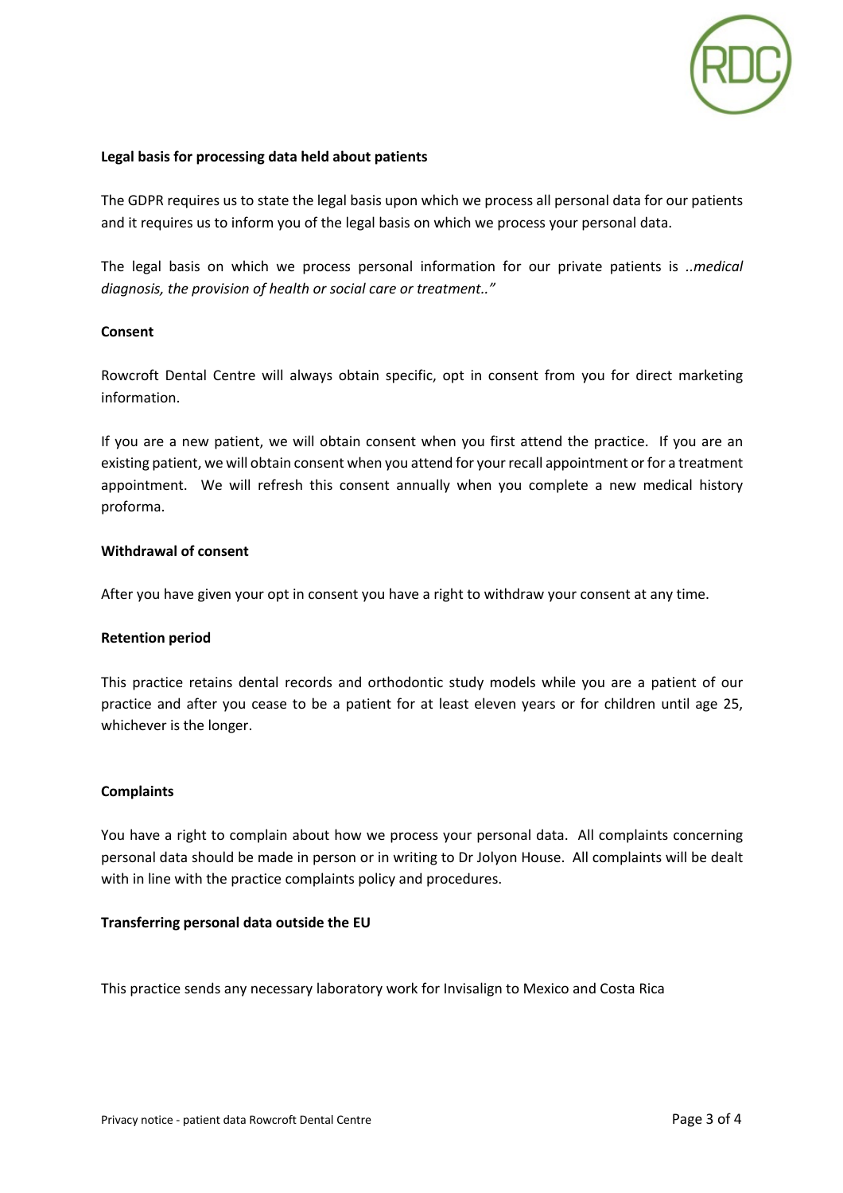**Legal basis for processing data held about patients**

The GDPR requires us to state the legal basis upon which we process all personal data for our patients and it requires us to inform you of the legal basis on which we process your personal data.

The legal basis on which we process personal information for our private patients is *..medical diagnosis, the provision of health or social care or treatment.."*

**Consent**

Rowcroft Dental Centre will always obtain specific, opt in consent from you for direct marketing information.

If you are a new patient, we will obtain consent when you first attend the practice. If you are an existing patient, we will obtain consent when you attend for your recall appointment or for a treatment appointment. We will refresh this consent annually when you complete a new medical history proforma.

**Withdrawal of consent**

After you have given your opt in consent you have a right to withdraw your consent at any time.

**Retention period**

This practice retains dental records and orthodontic study models while you are a patient of our practice and after you cease to be a patient for at least eleven years or for children until age 25, whichever is the longer.

**Complaints**

You have a right to complain about how we process your personal data. All complaints concerning personal data should be made in person or in writing to Dr Jolyon House. All complaints will be dealt with in line with the practice complaints policy and procedures.

**Transferring personal data outside the EU**

This practice sends any necessary laboratory work for Invisalign to Mexico and Costa Rica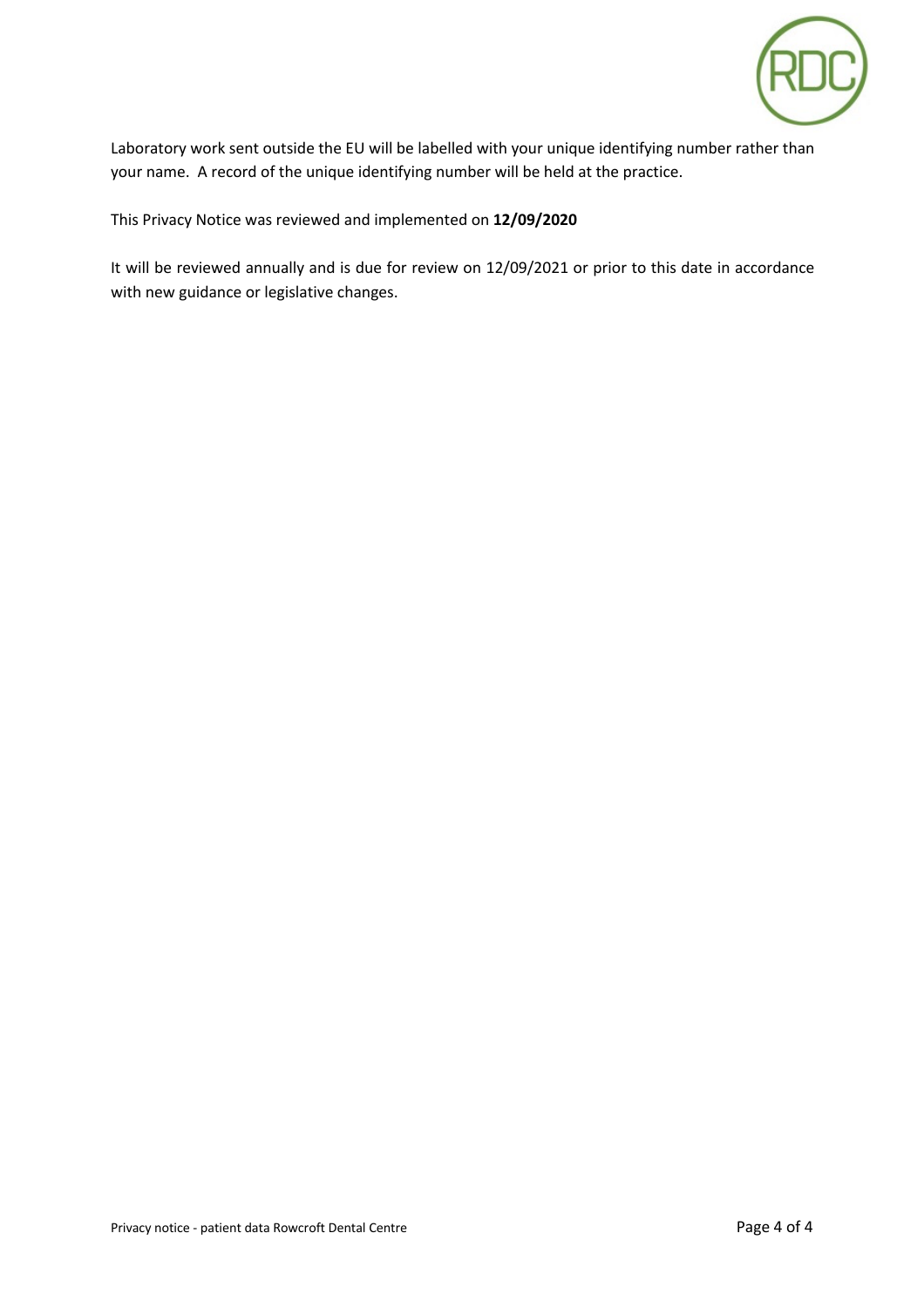Laboratory work sent outside the EU will be labelled with your unique identifying number rather than your name. A record of the unique identifying number will be held at the practice.

This Privacy Notice was reviewed and implemented on **12/09/2020**

It will be reviewed annually and is due for review on 12/09/2021 or prior to this date in accordance with new guidance or legislative changes.